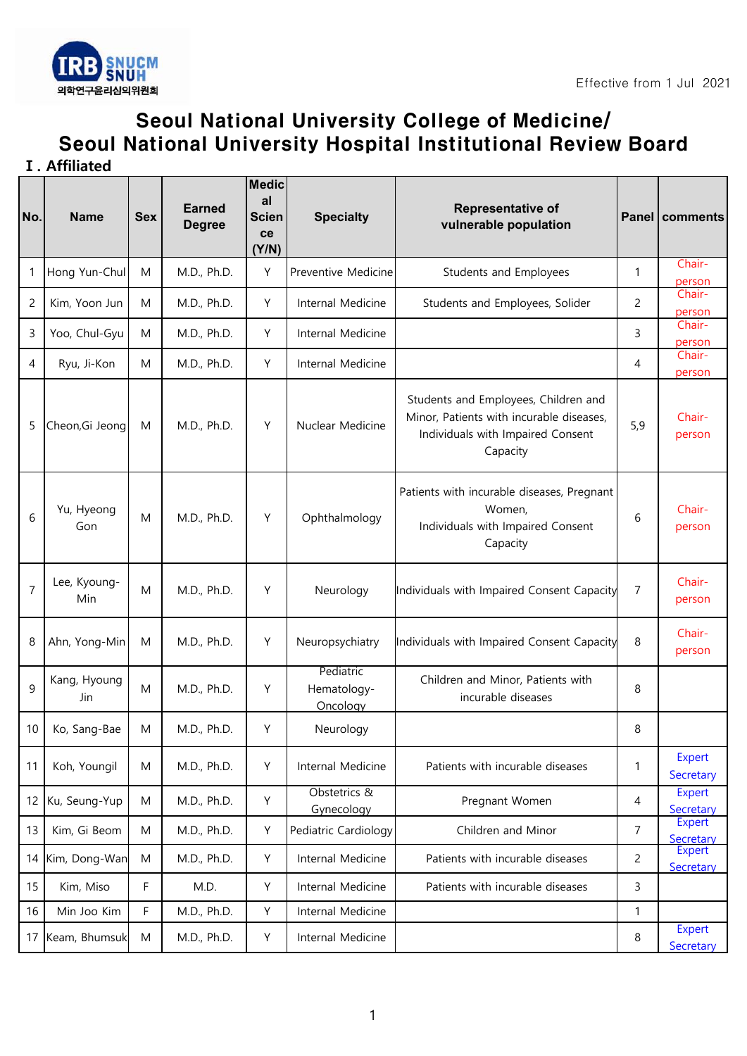Effective from 1 Jul 2021

# Seoul National University College of Medicine/ Seoul National University Hospital Institutional Review Board

## Ⅰ. Affiliated

| No. | Name | Sex | Earned Degree | Medical Science (Y/N) | Specialty | Representative of vulnerable population | Panel | comments |
|---|---|---|---|---|---|---|---|---|
| 1 | Hong Yun-Chul | M | M.D., Ph.D. | Y | Preventive Medicine | Students and Employees | 1 | Chair-person |
| 2 | Kim, Yoon Jun | M | M.D., Ph.D. | Y | Internal Medicine | Students and Employees, Solider | 2 | Chair-person |
| 3 | Yoo, Chul-Gyu | M | M.D., Ph.D. | Y | Internal Medicine | | 3 | Chair-person |
| 4 | Ryu, Ji-Kon | M | M.D., Ph.D. | Y | Internal Medicine | | 4 | Chair-person |
| 5 | Cheon,Gi Jeong | M | M.D., Ph.D. | Y | Nuclear Medicine | Students and Employees, Children and Minor, Patients with incurable diseases, Individuals with Impaired Consent Capacity | 5,9 | Chair-person |
| 6 | Yu, Hyeong Gon | M | M.D., Ph.D. | Y | Ophthalmology | Patients with incurable diseases, Pregnant Women, Individuals with Impaired Consent Capacity | 6 | Chair-person |
| 7 | Lee, Kyoung-Min | M | M.D., Ph.D. | Y | Neurology | Individuals with Impaired Consent Capacity | 7 | Chair-person |
| 8 | Ahn, Yong-Min | M | M.D., Ph.D. | Y | Neuropsychiatry | Individuals with Impaired Consent Capacity | 8 | Chair-person |
| 9 | Kang, Hyoung Jin | M | M.D., Ph.D. | Y | Pediatric Hematology-Oncology | Children and Minor, Patients with incurable diseases | 8 | |
| 10 | Ko, Sang-Bae | M | M.D., Ph.D. | Y | Neurology | | 8 | |
| 11 | Koh, Youngil | M | M.D., Ph.D. | Y | Internal Medicine | Patients with incurable diseases | 1 | Expert Secretary |
| 12 | Ku, Seung-Yup | M | M.D., Ph.D. | Y | Obstetrics & Gynecology | Pregnant Women | 4 | Expert Secretary |
| 13 | Kim, Gi Beom | M | M.D., Ph.D. | Y | Pediatric Cardiology | Children and Minor | 7 | Expert Secretary |
| 14 | Kim, Dong-Wan | M | M.D., Ph.D. | Y | Internal Medicine | Patients with incurable diseases | 2 | Expert Secretary |
| 15 | Kim, Miso | F | M.D. | Y | Internal Medicine | Patients with incurable diseases | 3 | |
| 16 | Min Joo Kim | F | M.D., Ph.D. | Y | Internal Medicine | | 1 | |
| 17 | Keam, Bhumsuk | M | M.D., Ph.D. | Y | Internal Medicine | | 8 | Expert Secretary |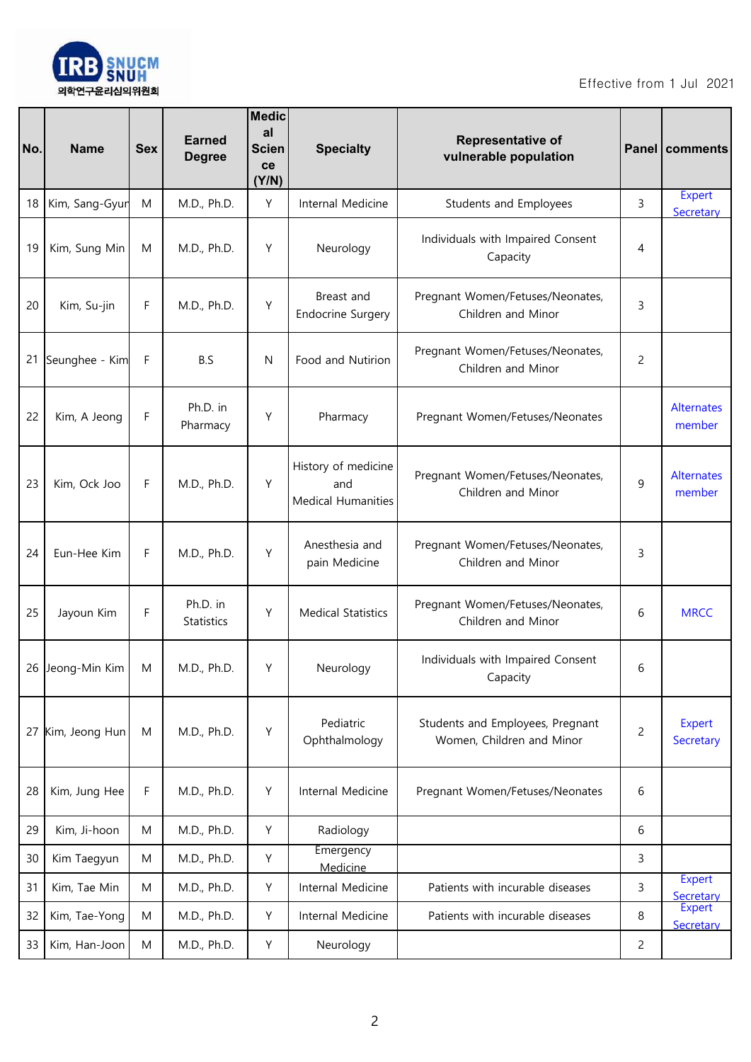Effective from 1 Jul 2021

| No. | Name | Sex | Earned Degree | Medical Science (Y/N) | Specialty | Representative of vulnerable population | Panel | comments |
|---|---|---|---|---|---|---|---|---|
| 18 | Kim, Sang-Gyun | M | M.D., Ph.D. | Y | Internal Medicine | Students and Employees | 3 | Expert Secretary |
| 19 | Kim, Sung Min | M | M.D., Ph.D. | Y | Neurology | Individuals with Impaired Consent Capacity | 4 | |
| 20 | Kim, Su-jin | F | M.D., Ph.D. | Y | Breast and Endocrine Surgery | Pregnant Women/Fetuses/Neonates, Children and Minor | 3 | |
| 21 | Seunghee - Kim | F | B.S | N | Food and Nutirion | Pregnant Women/Fetuses/Neonates, Children and Minor | 2 | |
| 22 | Kim, A Jeong | F | Ph.D. in Pharmacy | Y | Pharmacy | Pregnant Women/Fetuses/Neonates | | Alternates member |
| 23 | Kim, Ock Joo | F | M.D., Ph.D. | Y | History of medicine and Medical Humanities | Pregnant Women/Fetuses/Neonates, Children and Minor | 9 | Alternates member |
| 24 | Eun-Hee Kim | F | M.D., Ph.D. | Y | Anesthesia and pain Medicine | Pregnant Women/Fetuses/Neonates, Children and Minor | 3 | |
| 25 | Jayoun Kim | F | Ph.D. in Statistics | Y | Medical Statistics | Pregnant Women/Fetuses/Neonates, Children and Minor | 6 | MRCC |
| 26 | Jeong-Min Kim | M | M.D., Ph.D. | Y | Neurology | Individuals with Impaired Consent Capacity | 6 | |
| 27 | Kim, Jeong Hun | M | M.D., Ph.D. | Y | Pediatric Ophthalmology | Students and Employees, Pregnant Women, Children and Minor | 2 | Expert Secretary |
| 28 | Kim, Jung Hee | F | M.D., Ph.D. | Y | Internal Medicine | Pregnant Women/Fetuses/Neonates | 6 | |
| 29 | Kim, Ji-hoon | M | M.D., Ph.D. | Y | Radiology | | 6 | |
| 30 | Kim Taegyun | M | M.D., Ph.D. | Y | Emergency Medicine | | 3 | |
| 31 | Kim, Tae Min | M | M.D., Ph.D. | Y | Internal Medicine | Patients with incurable diseases | 3 | Expert Secretary |
| 32 | Kim, Tae-Yong | M | M.D., Ph.D. | Y | Internal Medicine | Patients with incurable diseases | 8 | Expert Secretary |
| 33 | Kim, Han-Joon | M | M.D., Ph.D. | Y | Neurology | | 2 | |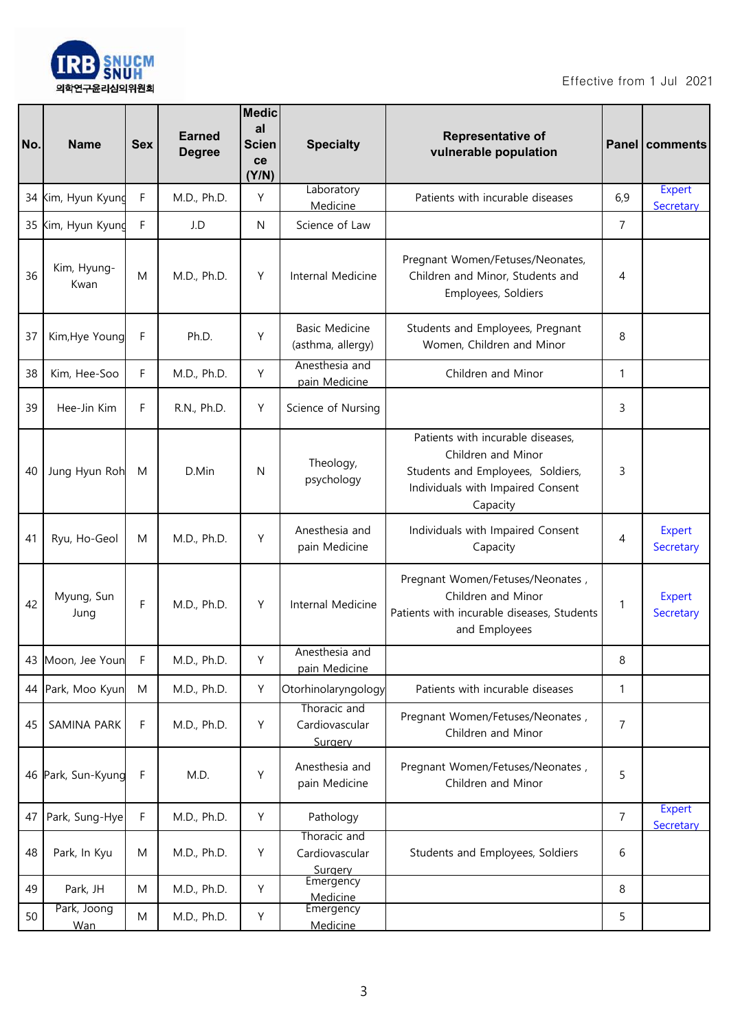Effective from 1 Jul 2021

| No. | Name | Sex | Earned Degree | Medical Science (Y/N) | Specialty | Representative of vulnerable population | Panel | comments |
|---|---|---|---|---|---|---|---|---|
| 34 | Kim, Hyun Kyung | F | M.D., Ph.D. | Y | Laboratory Medicine | Patients with incurable diseases | 6,9 | Expert Secretary |
| 35 | Kim, Hyun Kyung | F | J.D | N | Science of Law | | 7 | |
| 36 | Kim, Hyung-Kwan | M | M.D., Ph.D. | Y | Internal Medicine | Pregnant Women/Fetuses/Neonates, Children and Minor, Students and Employees, Soldiers | 4 | |
| 37 | Kim,Hye Young | F | Ph.D. | Y | Basic Medicine (asthma, allergy) | Students and Employees, Pregnant Women, Children and Minor | 8 | |
| 38 | Kim, Hee-Soo | F | M.D., Ph.D. | Y | Anesthesia and pain Medicine | Children and Minor | 1 | |
| 39 | Hee-Jin Kim | F | R.N., Ph.D. | Y | Science of Nursing | | 3 | |
| 40 | Jung Hyun Roh | M | D.Min | N | Theology, psychology | Patients with incurable diseases, Children and Minor Students and Employees, Soldiers, Individuals with Impaired Consent Capacity | 3 | |
| 41 | Ryu, Ho-Geol | M | M.D., Ph.D. | Y | Anesthesia and pain Medicine | Individuals with Impaired Consent Capacity | 4 | Expert Secretary |
| 42 | Myung, Sun Jung | F | M.D., Ph.D. | Y | Internal Medicine | Pregnant Women/Fetuses/Neonates , Children and Minor Patients with incurable diseases, Students and Employees | 1 | Expert Secretary |
| 43 | Moon, Jee Youn | F | M.D., Ph.D. | Y | Anesthesia and pain Medicine | | 8 | |
| 44 | Park, Moo Kyun | M | M.D., Ph.D. | Y | Otorhinolaryngology | Patients with incurable diseases | 1 | |
| 45 | SAMINA PARK | F | M.D., Ph.D. | Y | Thoracic and Cardiovascular Surgery | Pregnant Women/Fetuses/Neonates , Children and Minor | 7 | |
| 46 | Park, Sun-Kyung | F | M.D. | Y | Anesthesia and pain Medicine | Pregnant Women/Fetuses/Neonates , Children and Minor | 5 | |
| 47 | Park, Sung-Hye | F | M.D., Ph.D. | Y | Pathology | | 7 | Expert Secretary |
| 48 | Park, In Kyu | M | M.D., Ph.D. | Y | Thoracic and Cardiovascular Surgery | Students and Employees, Soldiers | 6 | |
| 49 | Park, JH | M | M.D., Ph.D. | Y | Emergency Medicine | | 8 | |
| 50 | Park, Joong Wan | M | M.D., Ph.D. | Y | Emergency Medicine | | 5 | |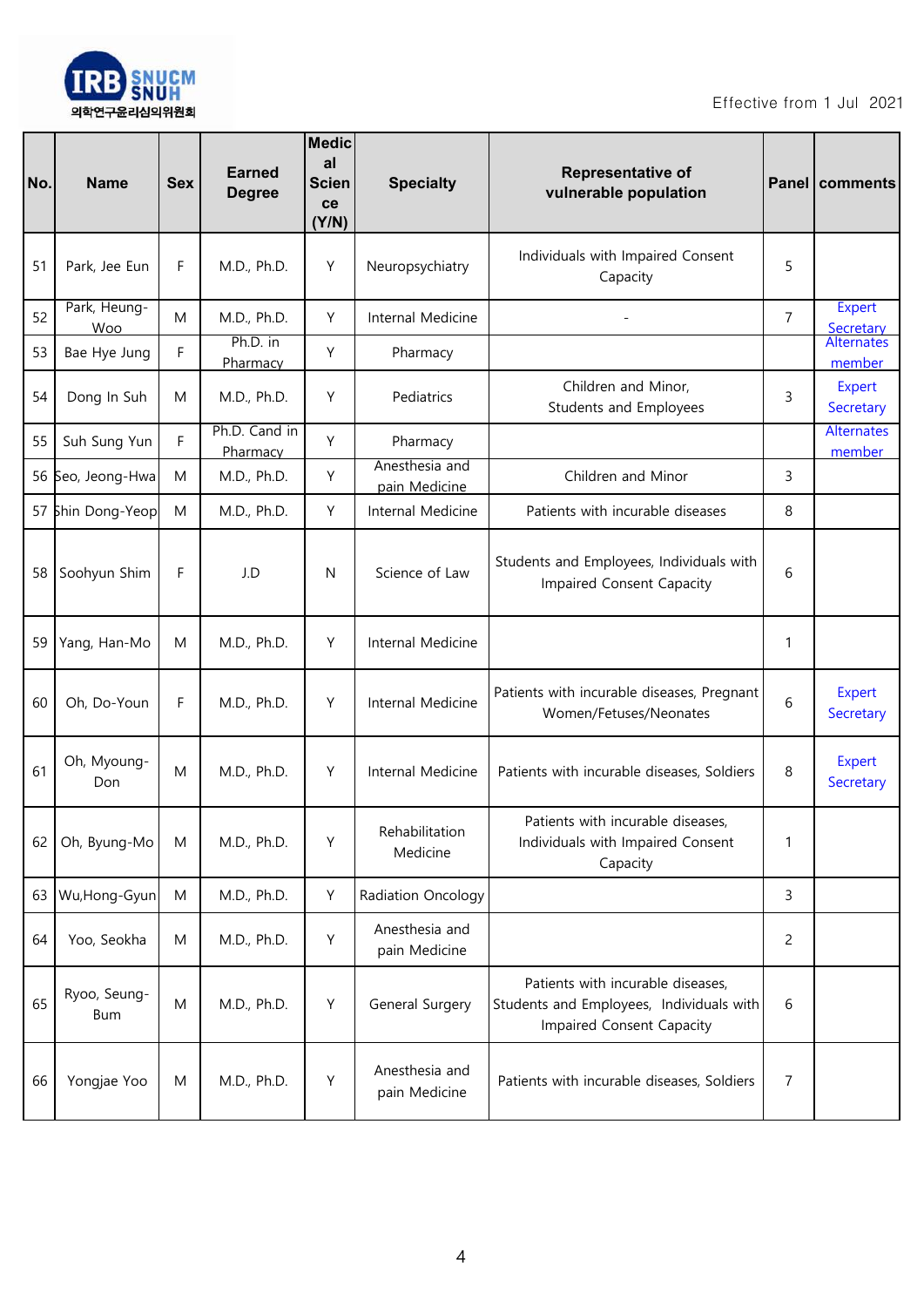Effective from 1 Jul 2021

| No. | Name | Sex | Earned Degree | Medical Science (Y/N) | Specialty | Representative of vulnerable population | Panel | comments |
|---|---|---|---|---|---|---|---|---|
| 51 | Park, Jee Eun | F | M.D., Ph.D. | Y | Neuropsychiatry | Individuals with Impaired Consent Capacity | 5 | |
| 52 | Park, Heung-Woo | M | M.D., Ph.D. | Y | Internal Medicine | - | 7 | Expert Secretary |
| 53 | Bae Hye Jung | F | Ph.D. in Pharmacy | Y | Pharmacy | | | Alternates member |
| 54 | Dong In Suh | M | M.D., Ph.D. | Y | Pediatrics | Children and Minor, Students and Employees | 3 | Expert Secretary |
| 55 | Suh Sung Yun | F | Ph.D. Cand in Pharmacy | Y | Pharmacy | | | Alternates member |
| 56 | Seo, Jeong-Hwa | M | M.D., Ph.D. | Y | Anesthesia and pain Medicine | Children and Minor | 3 | |
| 57 | Shin Dong-Yeop | M | M.D., Ph.D. | Y | Internal Medicine | Patients with incurable diseases | 8 | |
| 58 | Soohyun Shim | F | J.D | N | Science of Law | Students and Employees, Individuals with Impaired Consent Capacity | 6 | |
| 59 | Yang, Han-Mo | M | M.D., Ph.D. | Y | Internal Medicine | | 1 | |
| 60 | Oh, Do-Youn | F | M.D., Ph.D. | Y | Internal Medicine | Patients with incurable diseases, Pregnant Women/Fetuses/Neonates | 6 | Expert Secretary |
| 61 | Oh, Myoung-Don | M | M.D., Ph.D. | Y | Internal Medicine | Patients with incurable diseases, Soldiers | 8 | Expert Secretary |
| 62 | Oh, Byung-Mo | M | M.D., Ph.D. | Y | Rehabilitation Medicine | Patients with incurable diseases, Individuals with Impaired Consent Capacity | 1 | |
| 63 | Wu,Hong-Gyun | M | M.D., Ph.D. | Y | Radiation Oncology | | 3 | |
| 64 | Yoo, Seokha | M | M.D., Ph.D. | Y | Anesthesia and pain Medicine | | 2 | |
| 65 | Ryoo, Seung-Bum | M | M.D., Ph.D. | Y | General Surgery | Patients with incurable diseases, Students and Employees, Individuals with Impaired Consent Capacity | 6 | |
| 66 | Yongjae Yoo | M | M.D., Ph.D. | Y | Anesthesia and pain Medicine | Patients with incurable diseases, Soldiers | 7 | |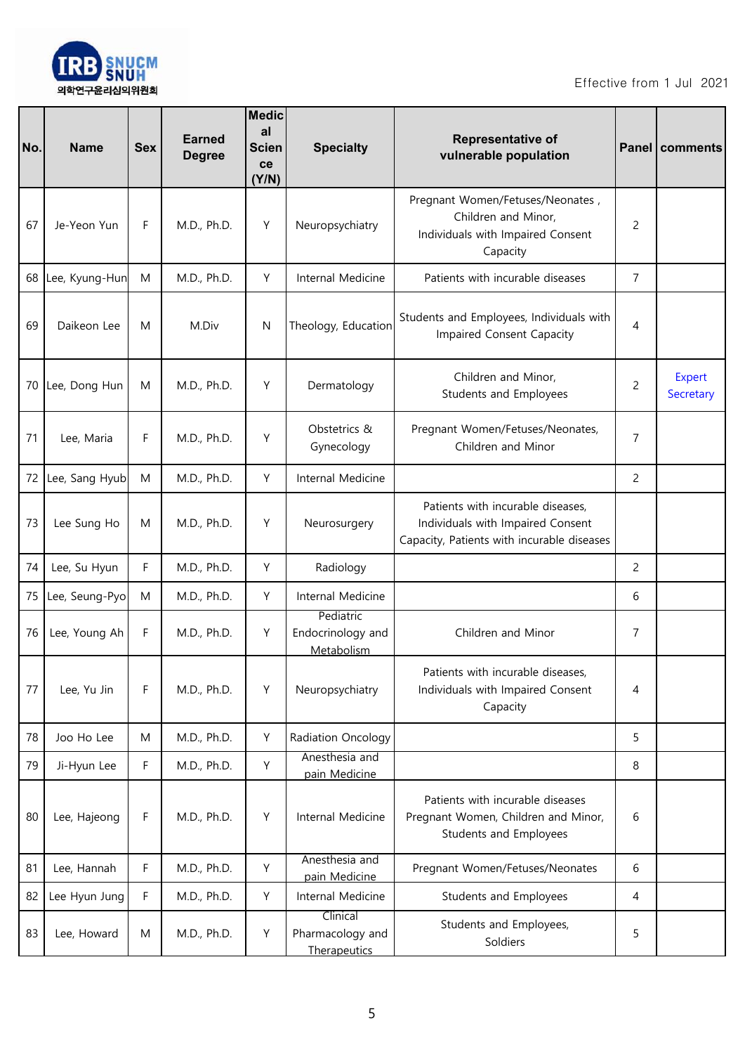Effective from 1 Jul 2021

| No. | Name | Sex | Earned Degree | Medical Science (Y/N) | Specialty | Representative of vulnerable population | Panel | comments |
|---|---|---|---|---|---|---|---|---|
| 67 | Je-Yeon Yun | F | M.D., Ph.D. | Y | Neuropsychiatry | Pregnant Women/Fetuses/Neonates , Children and Minor, Individuals with Impaired Consent Capacity | 2 | |
| 68 | Lee, Kyung-Hun | M | M.D., Ph.D. | Y | Internal Medicine | Patients with incurable diseases | 7 | |
| 69 | Daikeon Lee | M | M.Div | N | Theology, Education | Students and Employees, Individuals with Impaired Consent Capacity | 4 | |
| 70 | Lee, Dong Hun | M | M.D., Ph.D. | Y | Dermatology | Children and Minor, Students and Employees | 2 | Expert Secretary |
| 71 | Lee, Maria | F | M.D., Ph.D. | Y | Obstetrics & Gynecology | Pregnant Women/Fetuses/Neonates, Children and Minor | 7 | |
| 72 | Lee, Sang Hyub | M | M.D., Ph.D. | Y | Internal Medicine | | 2 | |
| 73 | Lee Sung Ho | M | M.D., Ph.D. | Y | Neurosurgery | Patients with incurable diseases, Individuals with Impaired Consent Capacity, Patients with incurable diseases | | |
| 74 | Lee, Su Hyun | F | M.D., Ph.D. | Y | Radiology | | 2 | |
| 75 | Lee, Seung-Pyo | M | M.D., Ph.D. | Y | Internal Medicine | | 6 | |
| 76 | Lee, Young Ah | F | M.D., Ph.D. | Y | Pediatric Endocrinology and Metabolism | Children and Minor | 7 | |
| 77 | Lee, Yu Jin | F | M.D., Ph.D. | Y | Neuropsychiatry | Patients with incurable diseases, Individuals with Impaired Consent Capacity | 4 | |
| 78 | Joo Ho Lee | M | M.D., Ph.D. | Y | Radiation Oncology | | 5 | |
| 79 | Ji-Hyun Lee | F | M.D., Ph.D. | Y | Anesthesia and pain Medicine | | 8 | |
| 80 | Lee, Hajeong | F | M.D., Ph.D. | Y | Internal Medicine | Patients with incurable diseases Pregnant Women, Children and Minor, Students and Employees | 6 | |
| 81 | Lee, Hannah | F | M.D., Ph.D. | Y | Anesthesia and pain Medicine | Pregnant Women/Fetuses/Neonates | 6 | |
| 82 | Lee Hyun Jung | F | M.D., Ph.D. | Y | Internal Medicine | Students and Employees | 4 | |
| 83 | Lee, Howard | M | M.D., Ph.D. | Y | Clinical Pharmacology and Therapeutics | Students and Employees, Soldiers | 5 | |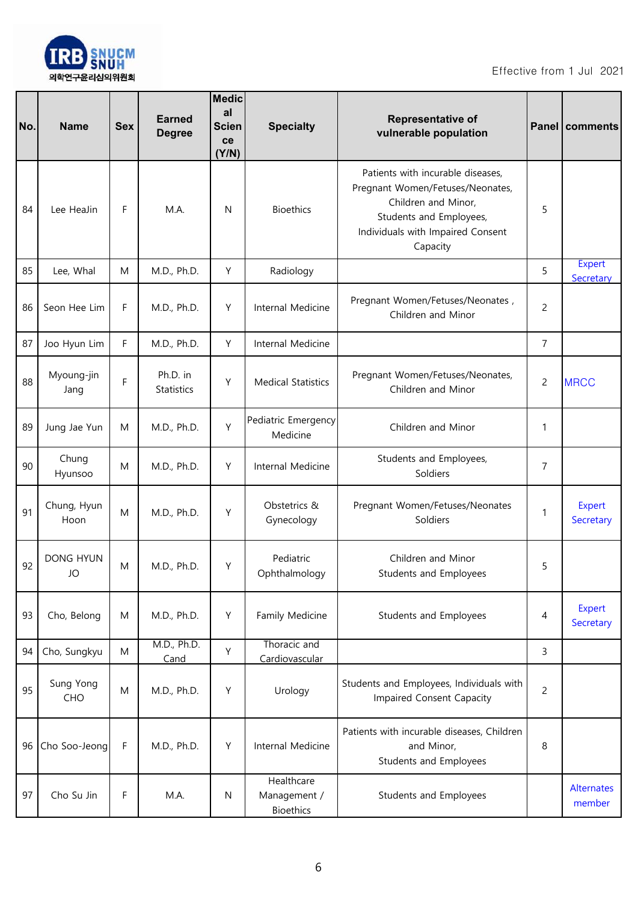Effective from 1 Jul 2021

| No. | Name | Sex | Earned Degree | Medical Science (Y/N) | Specialty | Representative of vulnerable population | Panel | comments |
|---|---|---|---|---|---|---|---|---|
| 84 | Lee HeaJin | F | M.A. | N | Bioethics | Patients with incurable diseases, Pregnant Women/Fetuses/Neonates, Children and Minor, Students and Employees, Individuals with Impaired Consent Capacity | 5 | |
| 85 | Lee, Whal | M | M.D., Ph.D. | Y | Radiology | | 5 | Expert Secretary |
| 86 | Seon Hee Lim | F | M.D., Ph.D. | Y | Internal Medicine | Pregnant Women/Fetuses/Neonates , Children and Minor | 2 | |
| 87 | Joo Hyun Lim | F | M.D., Ph.D. | Y | Internal Medicine | | 7 | |
| 88 | Myoung-jin Jang | F | Ph.D. in Statistics | Y | Medical Statistics | Pregnant Women/Fetuses/Neonates, Children and Minor | 2 | MRCC |
| 89 | Jung Jae Yun | M | M.D., Ph.D. | Y | Pediatric Emergency Medicine | Children and Minor | 1 | |
| 90 | Chung Hyunsoo | M | M.D., Ph.D. | Y | Internal Medicine | Students and Employees, Soldiers | 7 | |
| 91 | Chung, Hyun Hoon | M | M.D., Ph.D. | Y | Obstetrics & Gynecology | Pregnant Women/Fetuses/Neonates Soldiers | 1 | Expert Secretary |
| 92 | DONG HYUN JO | M | M.D., Ph.D. | Y | Pediatric Ophthalmology | Children and Minor Students and Employees | 5 | |
| 93 | Cho, Belong | M | M.D., Ph.D. | Y | Family Medicine | Students and Employees | 4 | Expert Secretary |
| 94 | Cho, Sungkyu | M | M.D., Ph.D. Cand | Y | Thoracic and Cardiovascular | | 3 | |
| 95 | Sung Yong CHO | M | M.D., Ph.D. | Y | Urology | Students and Employees, Individuals with Impaired Consent Capacity | 2 | |
| 96 | Cho Soo-Jeong | F | M.D., Ph.D. | Y | Internal Medicine | Patients with incurable diseases, Children and Minor, Students and Employees | 8 | |
| 97 | Cho Su Jin | F | M.A. | N | Healthcare Management / Bioethics | Students and Employees | | Alternates member |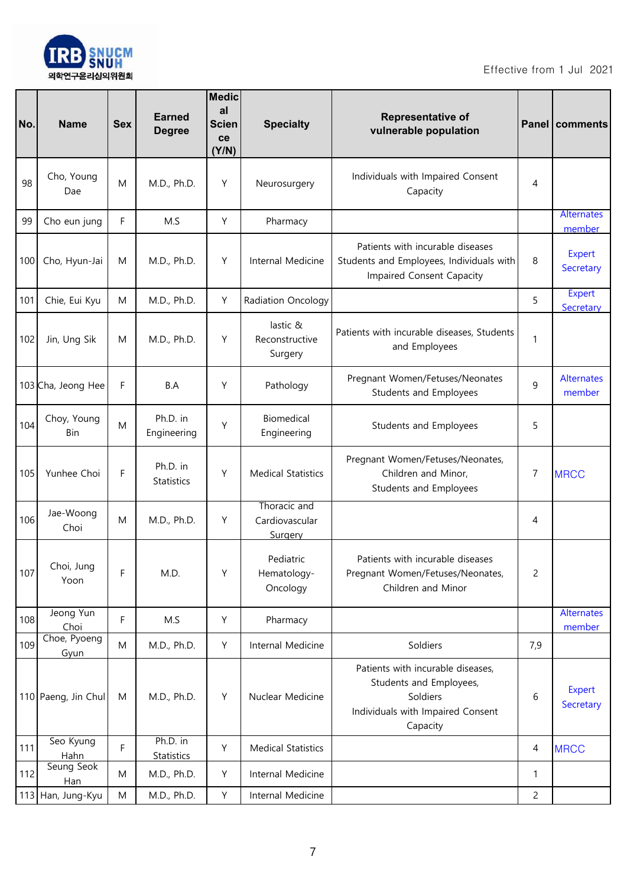| No. | Name | Sex | Earned Degree | Medical Science (Y/N) | Specialty | Representative of vulnerable population | Panel | comments |
|---|---|---|---|---|---|---|---|---|
| 98 | Cho, Young Dae | M | M.D., Ph.D. | Y | Neurosurgery | Individuals with Impaired Consent Capacity | 4 | |
| 99 | Cho eun jung | F | M.S | Y | Pharmacy | | | Alternates member |
| 100 | Cho, Hyun-Jai | M | M.D., Ph.D. | Y | Internal Medicine | Patients with incurable diseases Students and Employees, Individuals with Impaired Consent Capacity | 8 | Expert Secretary |
| 101 | Chie, Eui Kyu | M | M.D., Ph.D. | Y | Radiation Oncology | | 5 | Expert Secretary |
| 102 | Jin, Ung Sik | M | M.D., Ph.D. | Y | lastic & Reconstructive Surgery | Patients with incurable diseases, Students and Employees | 1 | |
| 103 | Cha, Jeong Hee | F | B.A | Y | Pathology | Pregnant Women/Fetuses/Neonates Students and Employees | 9 | Alternates member |
| 104 | Choy, Young Bin | M | Ph.D. in Engineering | Y | Biomedical Engineering | Students and Employees | 5 | |
| 105 | Yunhee Choi | F | Ph.D. in Statistics | Y | Medical Statistics | Pregnant Women/Fetuses/Neonates, Children and Minor, Students and Employees | 7 | MRCC |
| 106 | Jae-Woong Choi | M | M.D., Ph.D. | Y | Thoracic and Cardiovascular Surgery | | 4 | |
| 107 | Choi, Jung Yoon | F | M.D. | Y | Pediatric Hematology-Oncology | Patients with incurable diseases Pregnant Women/Fetuses/Neonates, Children and Minor | 2 | |
| 108 | Jeong Yun Choi | F | M.S | Y | Pharmacy | | | Alternates member |
| 109 | Choe, Pyoeng Gyun | M | M.D., Ph.D. | Y | Internal Medicine | Soldiers | 7,9 | |
| 110 | Paeng, Jin Chul | M | M.D., Ph.D. | Y | Nuclear Medicine | Patients with incurable diseases, Students and Employees, Soldiers Individuals with Impaired Consent Capacity | 6 | Expert Secretary |
| 111 | Seo Kyung Hahn | F | Ph.D. in Statistics | Y | Medical Statistics | | 4 | MRCC |
| 112 | Seung Seok Han | M | M.D., Ph.D. | Y | Internal Medicine | | 1 | |
| 113 | Han, Jung-Kyu | M | M.D., Ph.D. | Y | Internal Medicine | | 2 | |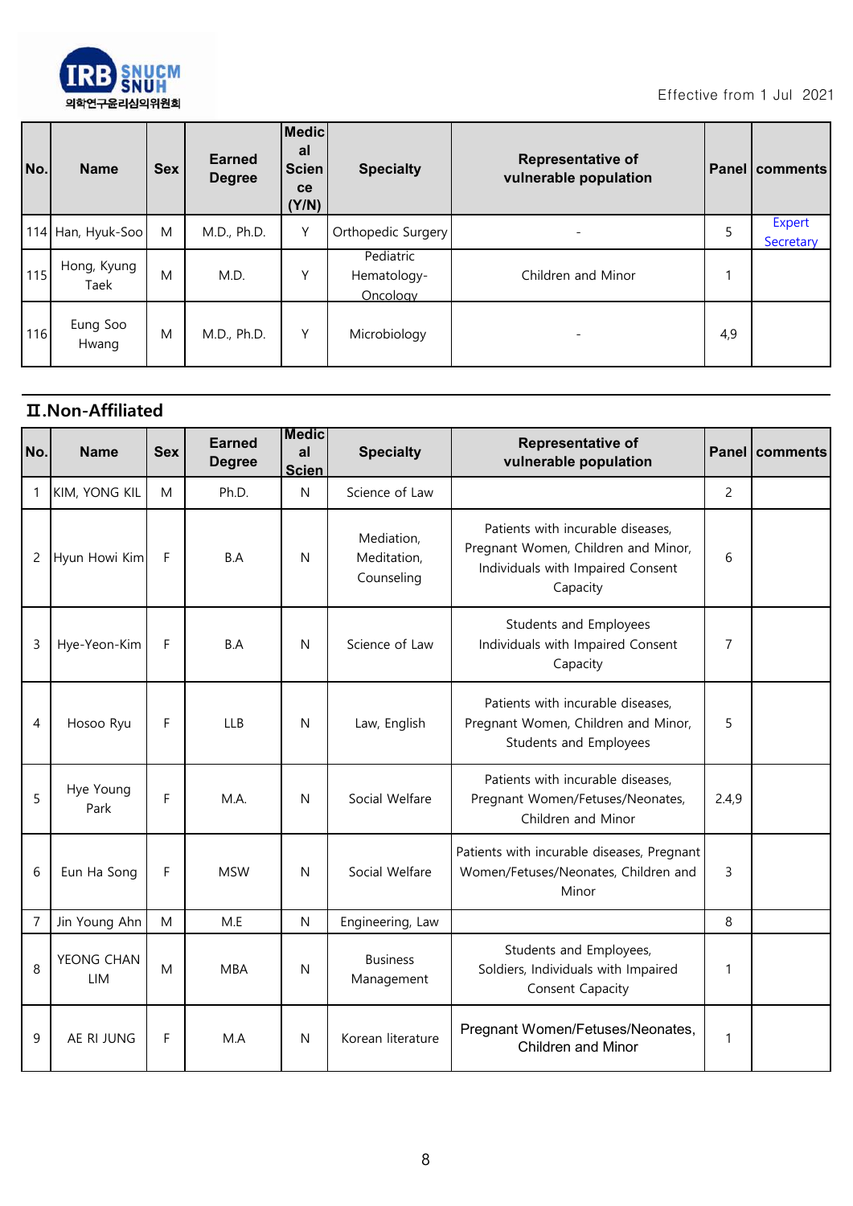| No. | Name | Sex | Earned Degree | Medical Science (Y/N) | Specialty | Representative of vulnerable population | Panel | comments |
|---|---|---|---|---|---|---|---|---|
| 114 | Han, Hyuk-Soo | M | M.D., Ph.D. | Y | Orthopedic Surgery | - | 5 | Expert Secretary |
| 115 | Hong, Kyung Taek | M | M.D. | Y | Pediatric Hematology-Oncology | Children and Minor | 1 | |
| 116 | Eung Soo Hwang | M | M.D., Ph.D. | Y | Microbiology | - | 4,9 | |

## Ⅱ.Non-Affiliated

| No. | Name | Sex | Earned Degree | Medical Scien | Specialty | Representative of vulnerable population | Panel | comments |
|---|---|---|---|---|---|---|---|---|
| 1 | KIM, YONG KIL | M | Ph.D. | N | Science of Law | | 2 | |
| 2 | Hyun Howi Kim | F | B.A | N | Mediation, Meditation, Counseling | Patients with incurable diseases, Pregnant Women, Children and Minor, Individuals with Impaired Consent Capacity | 6 | |
| 3 | Hye-Yeon-Kim | F | B.A | N | Science of Law | Students and Employees Individuals with Impaired Consent Capacity | 7 | |
| 4 | Hosoo Ryu | F | LLB | N | Law, English | Patients with incurable diseases, Pregnant Women, Children and Minor, Students and Employees | 5 | |
| 5 | Hye Young Park | F | M.A. | N | Social Welfare | Patients with incurable diseases, Pregnant Women/Fetuses/Neonates, Children and Minor | 2,4,9 | |
| 6 | Eun Ha Song | F | MSW | N | Social Welfare | Patients with incurable diseases, Pregnant Women/Fetuses/Neonates, Children and Minor | 3 | |
| 7 | Jin Young Ahn | M | M.E | N | Engineering, Law | | 8 | |
| 8 | YEONG CHAN LIM | M | MBA | N | Business Management | Students and Employees, Soldiers, Individuals with Impaired Consent Capacity | 1 | |
| 9 | AE RI JUNG | F | M.A | N | Korean literature | Pregnant Women/Fetuses/Neonates, Children and Minor | 1 | |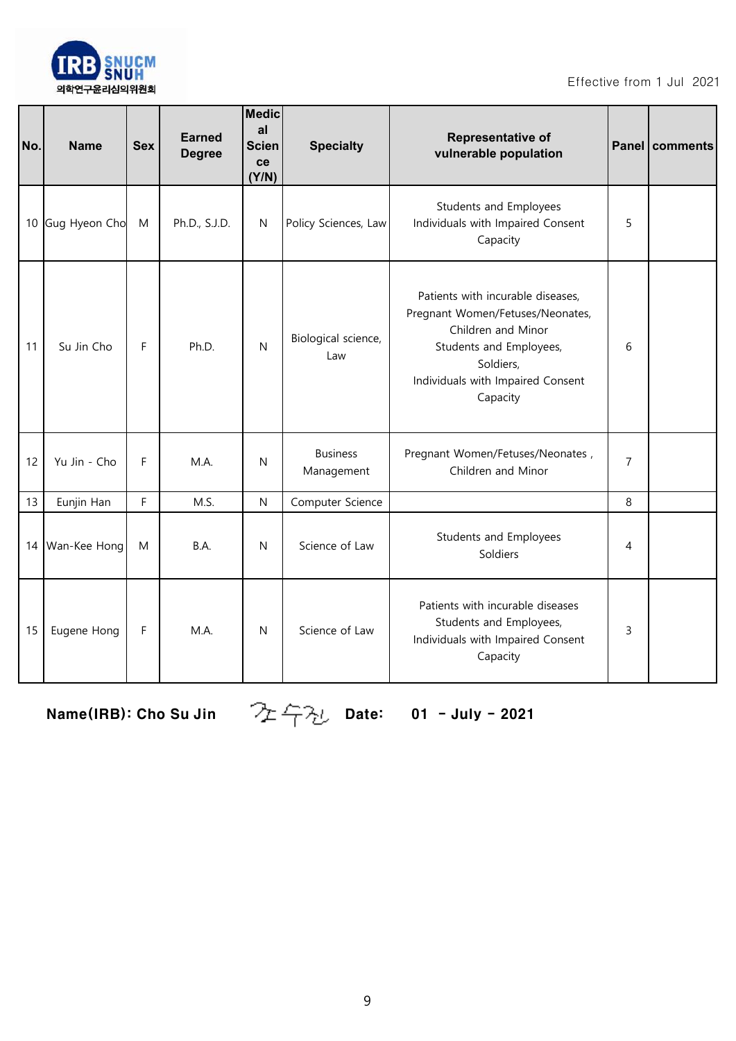IRB SNUCM SNUH 의학연구윤리심의위원회

Effective from 1 Jul 2021

| No. | Name | Sex | Earned Degree | Medical Science (Y/N) | Specialty | Representative of vulnerable population | Panel | comments |
|---|---|---|---|---|---|---|---|---|
| 10 | Gug Hyeon Cho | M | Ph.D., S.J.D. | N | Policy Sciences, Law | Students and Employees<br>Individuals with Impaired Consent Capacity | 5 | |
| 11 | Su Jin Cho | F | Ph.D. | N | Biological science, Law | Patients with incurable diseases,<br>Pregnant Women/Fetuses/Neonates,<br>Children and Minor<br>Students and Employees,<br>Soldiers,<br>Individuals with Impaired Consent Capacity | 6 | |
| 12 | Yu Jin - Cho | F | M.A. | N | Business Management | Pregnant Women/Fetuses/Neonates ,<br>Children and Minor | 7 | |
| 13 | Eunjin Han | F | M.S. | N | Computer Science | | 8 | |
| 14 | Wan-Kee Hong | M | B.A. | N | Science of Law | Students and Employees<br>Soldiers | 4 | |
| 15 | Eugene Hong | F | M.A. | N | Science of Law | Patients with incurable diseases<br>Students and Employees,<br>Individuals with Impaired Consent Capacity | 3 | |

**Name(IRB): Cho Su Jin** 조수진 **Date: 01 - July - 2021**